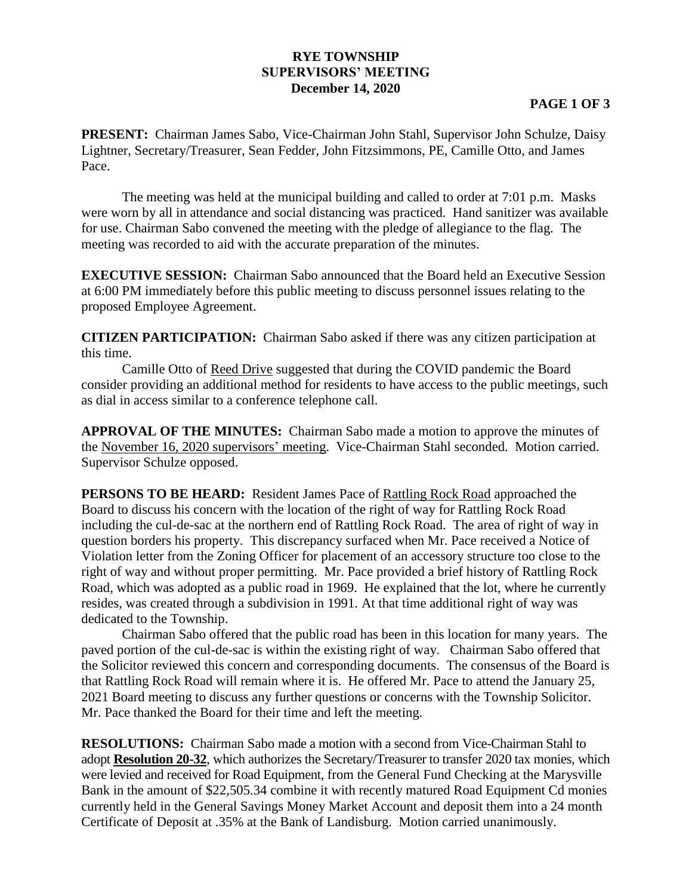# RYE TOWNSHIP
# SUPERVISORS' MEETING
# December 14, 2020

**PRESENT:** Chairman James Sabo, Vice-Chairman John Stahl, Supervisor John Schulze, Daisy Lightner, Secretary/Treasurer, Sean Fedder, John Fitzsimmons, PE, Camille Otto, and James Pace.

The meeting was held at the municipal building and called to order at 7:01 p.m. Masks were worn by all in attendance and social distancing was practiced. Hand sanitizer was available for use. Chairman Sabo convened the meeting with the pledge of allegiance to the flag. The meeting was recorded to aid with the accurate preparation of the minutes.

**EXECUTIVE SESSION:** Chairman Sabo announced that the Board held an Executive Session at 6:00 PM immediately before this public meeting to discuss personnel issues relating to the proposed Employee Agreement.

**CITIZEN PARTICIPATION:** Chairman Sabo asked if there was any citizen participation at this time.

Camille Otto of Reed Drive suggested that during the COVID pandemic the Board consider providing an additional method for residents to have access to the public meetings, such as dial in access similar to a conference telephone call.

**APPROVAL OF THE MINUTES:** Chairman Sabo made a motion to approve the minutes of the November 16, 2020 supervisors' meeting. Vice-Chairman Stahl seconded. Motion carried. Supervisor Schulze opposed.

**PERSONS TO BE HEARD:** Resident James Pace of Rattling Rock Road approached the Board to discuss his concern with the location of the right of way for Rattling Rock Road including the cul-de-sac at the northern end of Rattling Rock Road. The area of right of way in question borders his property. This discrepancy surfaced when Mr. Pace received a Notice of Violation letter from the Zoning Officer for placement of an accessory structure too close to the right of way and without proper permitting. Mr. Pace provided a brief history of Rattling Rock Road, which was adopted as a public road in 1969. He explained that the lot, where he currently resides, was created through a subdivision in 1991. At that time additional right of way was dedicated to the Township.

Chairman Sabo offered that the public road has been in this location for many years. The paved portion of the cul-de-sac is within the existing right of way. Chairman Sabo offered that the Solicitor reviewed this concern and corresponding documents. The consensus of the Board is that Rattling Rock Road will remain where it is. He offered Mr. Pace to attend the January 25, 2021 Board meeting to discuss any further questions or concerns with the Township Solicitor. Mr. Pace thanked the Board for their time and left the meeting.

**RESOLUTIONS:** Chairman Sabo made a motion with a second from Vice-Chairman Stahl to adopt **Resolution 20-32**, which authorizes the Secretary/Treasurer to transfer 2020 tax monies, which were levied and received for Road Equipment, from the General Fund Checking at the Marysville Bank in the amount of $22,505.34 combine it with recently matured Road Equipment Cd monies currently held in the General Savings Money Market Account and deposit them into a 24 month Certificate of Deposit at .35% at the Bank of Landisburg. Motion carried unanimously.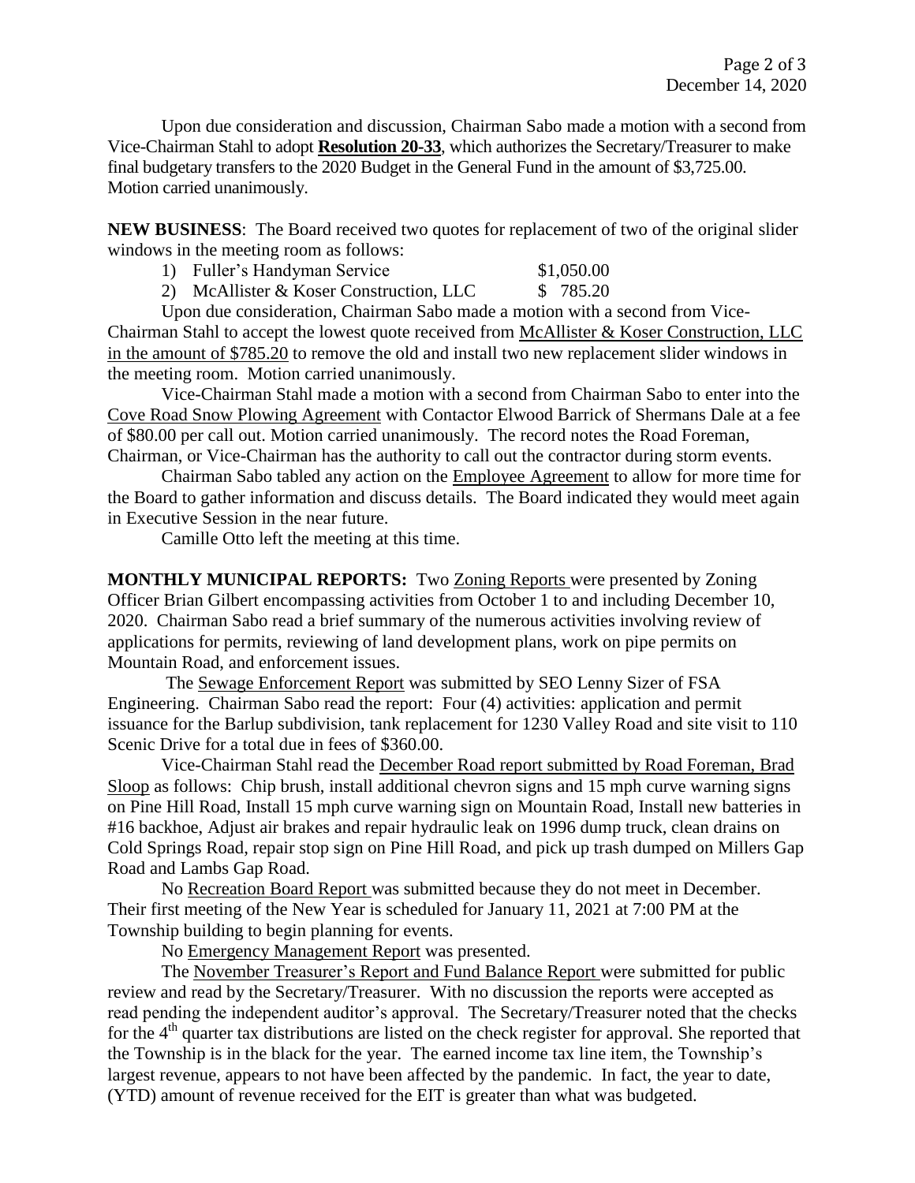Upon due consideration and discussion, Chairman Sabo made a motion with a second from Vice-Chairman Stahl to adopt **Resolution 20-33**, which authorizes the Secretary/Treasurer to make final budgetary transfers to the 2020 Budget in the General Fund in the amount of $3,725.00. Motion carried unanimously.

**NEW BUSINESS**: The Board received two quotes for replacement of two of the original slider windows in the meeting room as follows:

1) Fuller's Handyman Service $1,050.00
2) McAllister & Koser Construction, LLC $ 785.20

Upon due consideration, Chairman Sabo made a motion with a second from Vice-Chairman Stahl to accept the lowest quote received from McAllister & Koser Construction, LLC in the amount of $785.20 to remove the old and install two new replacement slider windows in the meeting room. Motion carried unanimously.

Vice-Chairman Stahl made a motion with a second from Chairman Sabo to enter into the Cove Road Snow Plowing Agreement with Contactor Elwood Barrick of Shermans Dale at a fee of $80.00 per call out. Motion carried unanimously. The record notes the Road Foreman, Chairman, or Vice-Chairman has the authority to call out the contractor during storm events.

Chairman Sabo tabled any action on the Employee Agreement to allow for more time for the Board to gather information and discuss details. The Board indicated they would meet again in Executive Session in the near future.

Camille Otto left the meeting at this time.

**MONTHLY MUNICIPAL REPORTS:** Two Zoning Reports were presented by Zoning Officer Brian Gilbert encompassing activities from October 1 to and including December 10, 2020. Chairman Sabo read a brief summary of the numerous activities involving review of applications for permits, reviewing of land development plans, work on pipe permits on Mountain Road, and enforcement issues.

The Sewage Enforcement Report was submitted by SEO Lenny Sizer of FSA Engineering. Chairman Sabo read the report: Four (4) activities: application and permit issuance for the Barlup subdivision, tank replacement for 1230 Valley Road and site visit to 110 Scenic Drive for a total due in fees of $360.00.

Vice-Chairman Stahl read the December Road report submitted by Road Foreman, Brad Sloop as follows: Chip brush, install additional chevron signs and 15 mph curve warning signs on Pine Hill Road, Install 15 mph curve warning sign on Mountain Road, Install new batteries in #16 backhoe, Adjust air brakes and repair hydraulic leak on 1996 dump truck, clean drains on Cold Springs Road, repair stop sign on Pine Hill Road, and pick up trash dumped on Millers Gap Road and Lambs Gap Road.

No Recreation Board Report was submitted because they do not meet in December. Their first meeting of the New Year is scheduled for January 11, 2021 at 7:00 PM at the Township building to begin planning for events.

No Emergency Management Report was presented.

The November Treasurer's Report and Fund Balance Report were submitted for public review and read by the Secretary/Treasurer. With no discussion the reports were accepted as read pending the independent auditor's approval. The Secretary/Treasurer noted that the checks for the 4th quarter tax distributions are listed on the check register for approval. She reported that the Township is in the black for the year. The earned income tax line item, the Township's largest revenue, appears to not have been affected by the pandemic. In fact, the year to date, (YTD) amount of revenue received for the EIT is greater than what was budgeted.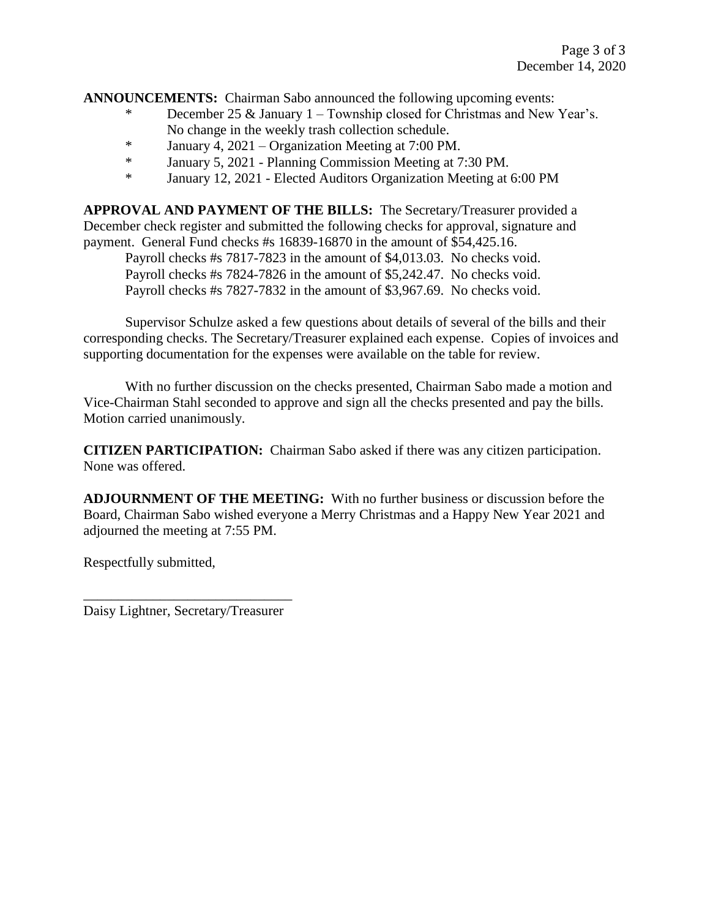**ANNOUNCEMENTS:** Chairman Sabo announced the following upcoming events:

- December 25 & January 1 – Township closed for Christmas and New Year's. No change in the weekly trash collection schedule.
- January 4, 2021 – Organization Meeting at 7:00 PM.
- January 5, 2021 - Planning Commission Meeting at 7:30 PM.
- January 12, 2021 - Elected Auditors Organization Meeting at 6:00 PM

**APPROVAL AND PAYMENT OF THE BILLS:** The Secretary/Treasurer provided a December check register and submitted the following checks for approval, signature and payment. General Fund checks #s 16839-16870 in the amount of $54,425.16.

Payroll checks #s 7817-7823 in the amount of $4,013.03. No checks void.
Payroll checks #s 7824-7826 in the amount of $5,242.47. No checks void.
Payroll checks #s 7827-7832 in the amount of $3,967.69. No checks void.

Supervisor Schulze asked a few questions about details of several of the bills and their corresponding checks. The Secretary/Treasurer explained each expense. Copies of invoices and supporting documentation for the expenses were available on the table for review.

With no further discussion on the checks presented, Chairman Sabo made a motion and Vice-Chairman Stahl seconded to approve and sign all the checks presented and pay the bills. Motion carried unanimously.

**CITIZEN PARTICIPATION:** Chairman Sabo asked if there was any citizen participation. None was offered.

**ADJOURNMENT OF THE MEETING:** With no further business or discussion before the Board, Chairman Sabo wished everyone a Merry Christmas and a Happy New Year 2021 and adjourned the meeting at 7:55 PM.

Respectfully submitted,

______________________________
Daisy Lightner, Secretary/Treasurer